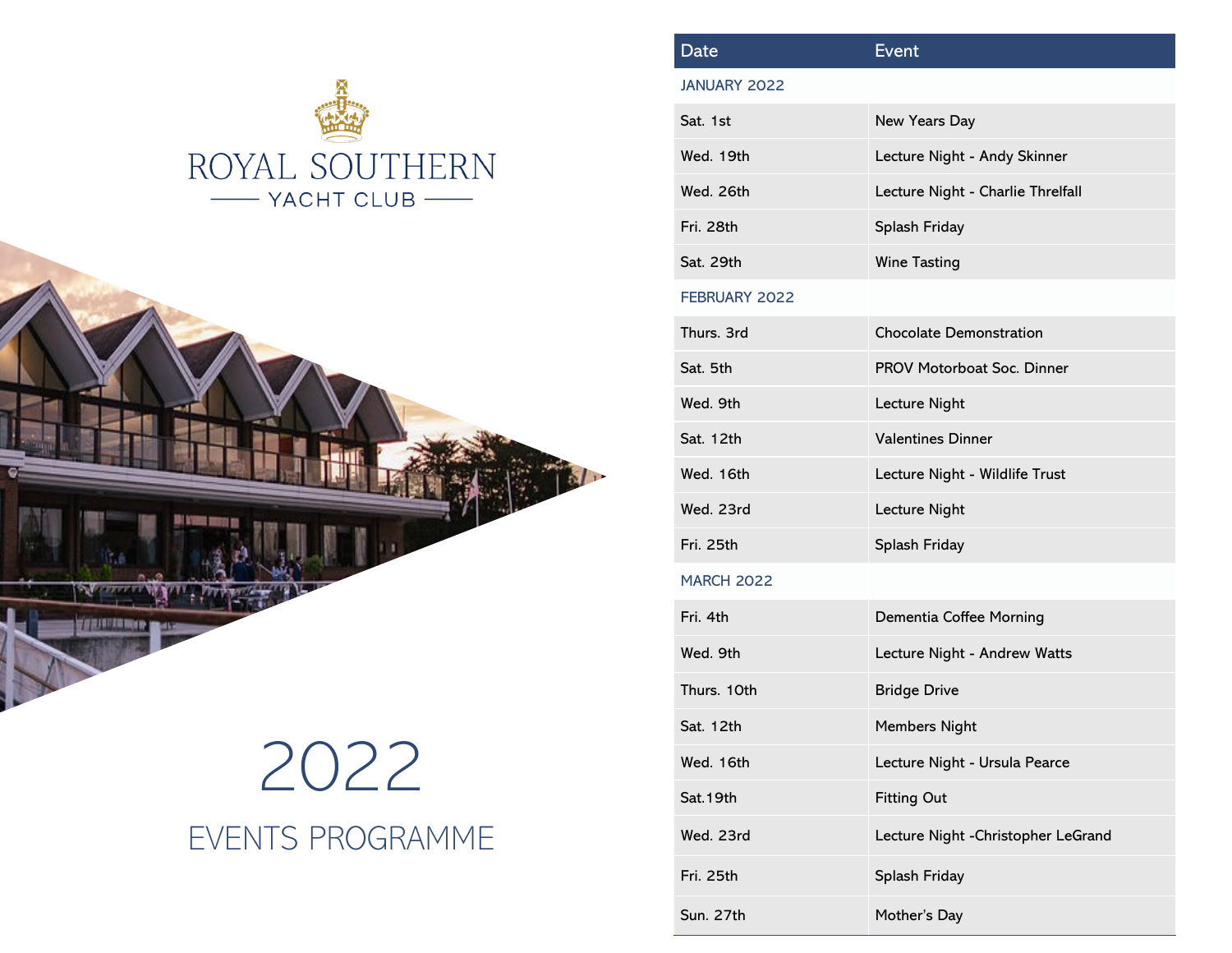# ROYAL SOUTHERN YACHT CLUB

# 2022

## EVENTS PROGRAMME

| Date | Event |
|---|---|
| JANUARY 2022 | |
| Sat. 1st | New Years Day |
| Wed. 19th | Lecture Night - Andy Skinner |
| Wed. 26th | Lecture Night - Charlie Threlfall |
| Fri. 28th | Splash Friday |
| Sat. 29th | Wine Tasting |
| FEBRUARY 2022 | |
| Thurs. 3rd | Chocolate Demonstration |
| Sat. 5th | PROV Motorboat Soc. Dinner |
| Wed. 9th | Lecture Night |
| Sat. 12th | Valentines Dinner |
| Wed. 16th | Lecture Night - Wildlife Trust |
| Wed. 23rd | Lecture Night |
| Fri. 25th | Splash Friday |
| MARCH 2022 | |
| Fri. 4th | Dementia Coffee Morning |
| Wed. 9th | Lecture Night - Andrew Watts |
| Thurs. 10th | Bridge Drive |
| Sat. 12th | Members Night |
| Wed. 16th | Lecture Night - Ursula Pearce |
| Sat.19th | Fitting Out |
| Wed. 23rd | Lecture Night -Christopher LeGrand |
| Fri. 25th | Splash Friday |
| Sun. 27th | Mother's Day |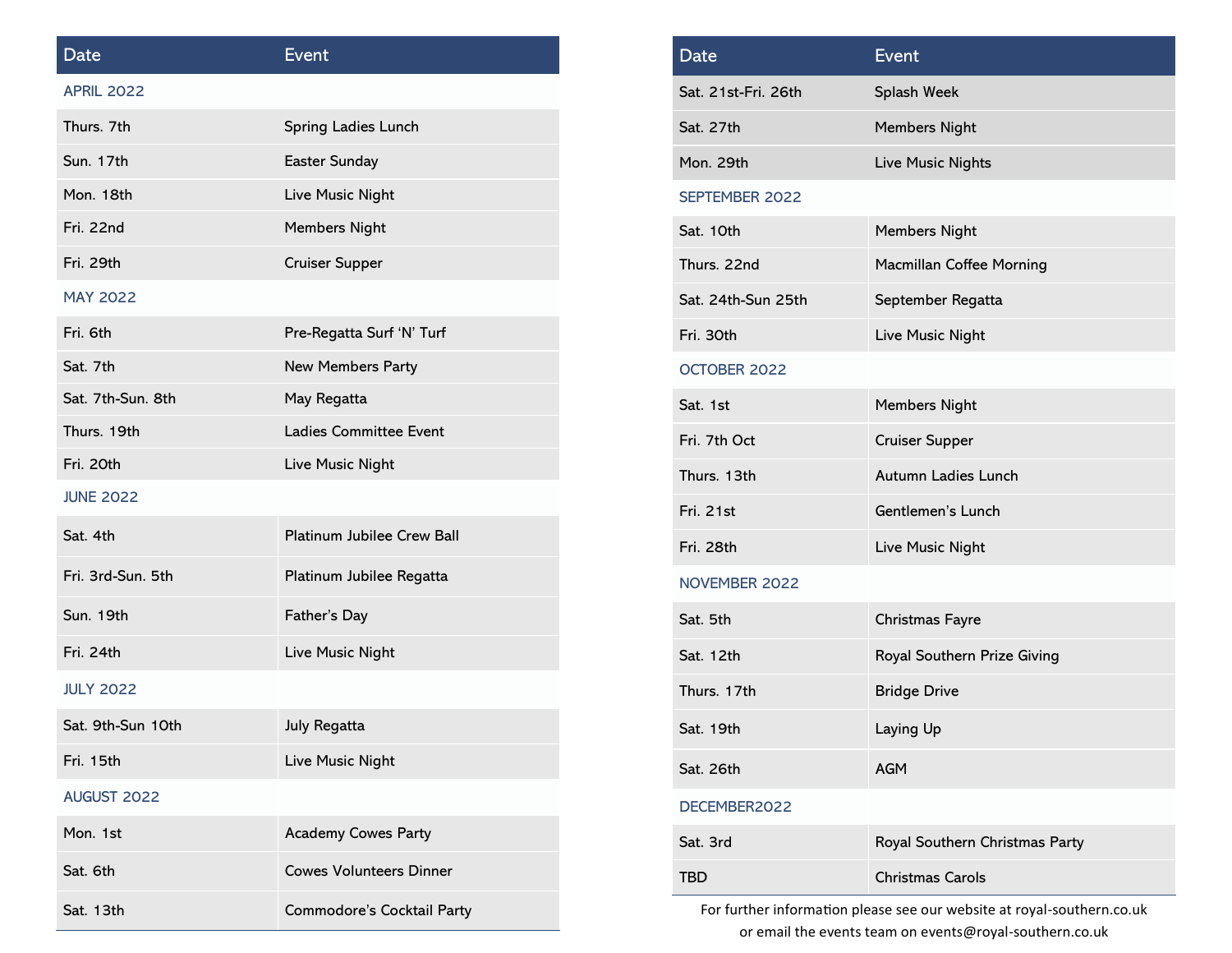| Date | Event |
|---|---|
| APRIL 2022 | |
| Thurs. 7th | Spring Ladies Lunch |
| Sun. 17th | Easter Sunday |
| Mon. 18th | Live Music Night |
| Fri. 22nd | Members Night |
| Fri. 29th | Cruiser Supper |
| MAY 2022 | |
| Fri. 6th | Pre-Regatta Surf 'N' Turf |
| Sat. 7th | New Members Party |
| Sat. 7th-Sun. 8th | May Regatta |
| Thurs. 19th | Ladies Committee Event |
| Fri. 20th | Live Music Night |
| JUNE 2022 | |
| Sat. 4th | Platinum Jubilee Crew Ball |
| Fri. 3rd-Sun. 5th | Platinum Jubilee Regatta |
| Sun. 19th | Father's Day |
| Fri. 24th | Live Music Night |
| JULY 2022 | |
| Sat. 9th-Sun 10th | July Regatta |
| Fri. 15th | Live Music Night |
| AUGUST 2022 | |
| Mon. 1st | Academy Cowes Party |
| Sat. 6th | Cowes Volunteers Dinner |
| Sat. 13th | Commodore's Cocktail Party |
| Sat. 21st-Fri. 26th | Splash Week |
| Sat. 27th | Members Night |
| Mon. 29th | Live Music Nights |
| SEPTEMBER 2022 | |
| Sat. 10th | Members Night |
| Thurs. 22nd | Macmillan Coffee Morning |
| Sat. 24th-Sun 25th | September Regatta |
| Fri. 30th | Live Music Night |
| OCTOBER 2022 | |
| Sat. 1st | Members Night |
| Fri. 7th Oct | Cruiser Supper |
| Thurs. 13th | Autumn Ladies Lunch |
| Fri. 21st | Gentlemen's Lunch |
| Fri. 28th | Live Music Night |
| NOVEMBER 2022 | |
| Sat. 5th | Christmas Fayre |
| Sat. 12th | Royal Southern Prize Giving |
| Thurs. 17th | Bridge Drive |
| Sat. 19th | Laying Up |
| Sat. 26th | AGM |
| DECEMBER2022 | |
| Sat. 3rd | Royal Southern Christmas Party |
| TBD | Christmas Carols |

For further information please see our website at royal-southern.co.uk
or email the events team on events@royal-southern.co.uk